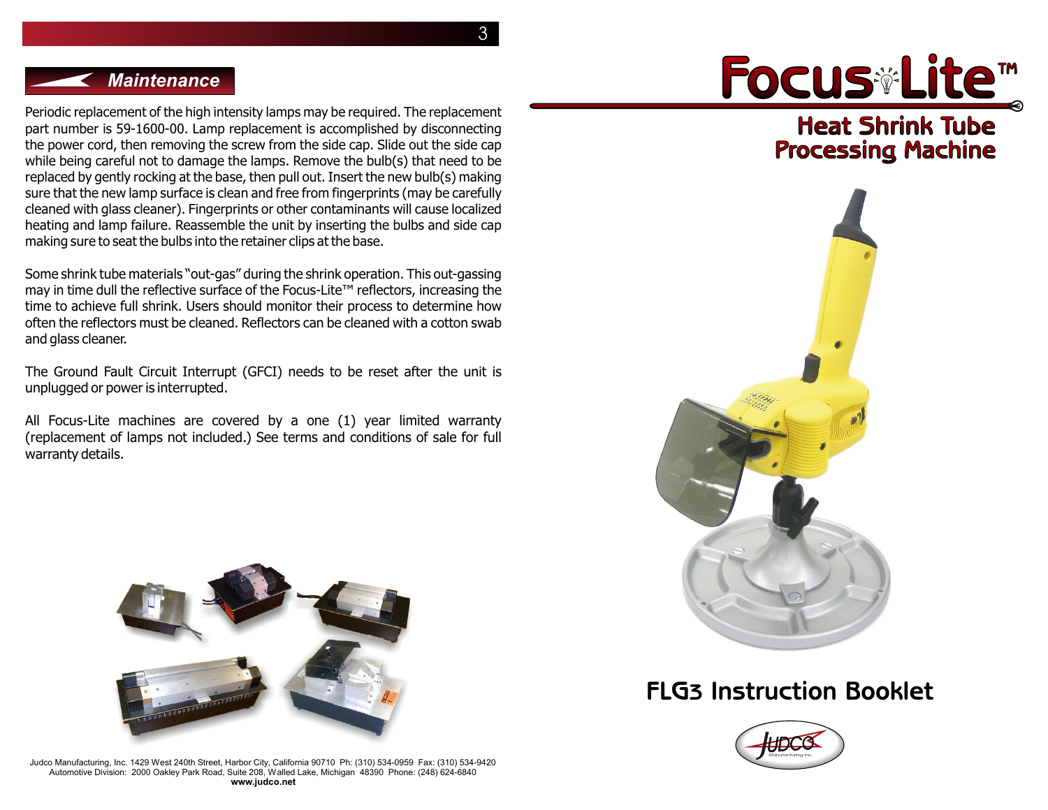## Maintenance

Periodic replacement of the high intensity lamps may be required. The replacement part number is 59-1600-00. Lamp replacement is accomplished by disconnecting the power cord, then removing the screw from the side cap. Slide out the side cap while being careful not to damage the lamps. Remove the bulb(s) that need to be replaced by gently rocking at the base, then pull out. Insert the new bulb(s) making sure that the new lamp surface is clean and free from fingerprints (may be carefully cleaned with glass cleaner). Fingerprints or other contaminants will cause localized heating and lamp failure. Reassemble the unit by inserting the bulbs and side cap making sure to seat the bulbs into the retainer clips at the base.

Some shrink tube materials "out-gas" during the shrink operation. This out-gassing may in time dull the reflective surface of the Focus-Lite™ reflectors, increasing the time to achieve full shrink. Users should monitor their process to determine how often the reflectors must be cleaned. Reflectors can be cleaned with a cotton swab and glass cleaner.

The Ground Fault Circuit Interrupt (GFCI) needs to be reset after the unit is unplugged or power is interrupted.

All Focus-Lite machines are covered by a one (1) year limited warranty (replacement of lamps not included.) See terms and conditions of sale for full warranty details.

Judco Manufacturing, Inc. 1429 West 240th Street, Harbor City, California 90710 Ph: (310) 534-0959 Fax: (310) 534-9420
Automotive Division: 2000 Oakley Park Road, Suite 208, Walled Lake, Michigan 48390 Phone: (248) 624-6840
**www.judco.net**

# Focus-Lite™

## Heat Shrink Tube Processing Machine

## FLG3 Instruction Booklet

Judco Manufacturing Inc.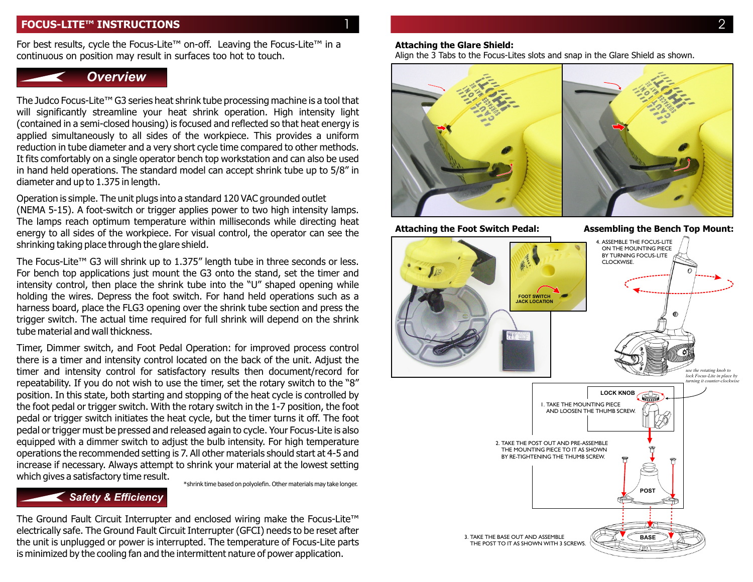# FOCUS-LITE™ INSTRUCTIONS

For best results, cycle the Focus-Lite™ on-off. Leaving the Focus-Lite™ in a continuous on position may result in surfaces too hot to touch.

## Overview

The Judco Focus-Lite™ G3 series heat shrink tube processing machine is a tool that will significantly streamline your heat shrink operation. High intensity light (contained in a semi-closed housing) is focused and reflected so that heat energy is applied simultaneously to all sides of the workpiece. This provides a uniform reduction in tube diameter and a very short cycle time compared to other methods. It fits comfortably on a single operator bench top workstation and can also be used in hand held operations. The standard model can accept shrink tube up to 5/8" in diameter and up to 1.375 in length.

Operation is simple. The unit plugs into a standard 120 VAC grounded outlet (NEMA 5-15). A foot-switch or trigger applies power to two high intensity lamps. The lamps reach optimum temperature within milliseconds while directing heat energy to all sides of the workpiece. For visual control, the operator can see the shrinking taking place through the glare shield.

The Focus-Lite™ G3 will shrink up to 1.375" length tube in three seconds or less. For bench top applications just mount the G3 onto the stand, set the timer and intensity control, then place the shrink tube into the "U" shaped opening while holding the wires. Depress the foot switch. For hand held operations such as a harness board, place the FLG3 opening over the shrink tube section and press the trigger switch. The actual time required for full shrink will depend on the shrink tube material and wall thickness.

Timer, Dimmer switch, and Foot Pedal Operation: for improved process control there is a timer and intensity control located on the back of the unit. Adjust the timer and intensity control for satisfactory results then document/record for repeatability. If you do not wish to use the timer, set the rotary switch to the "8" position. In this state, both starting and stopping of the heat cycle is controlled by the foot pedal or trigger switch. With the rotary switch in the 1-7 position, the foot pedal or trigger switch initiates the heat cycle, but the timer turns it off. The foot pedal or trigger must be pressed and released again to cycle. Your Focus-Lite is also equipped with a dimmer switch to adjust the bulb intensity. For high temperature operations the recommended setting is 7. All other materials should start at 4-5 and increase if necessary. Always attempt to shrink your material at the lowest setting which gives a satisfactory time result.

*shrink time based on polyolefin. Other materials may take longer.

## Safety & Efficiency

The Ground Fault Circuit Interrupter and enclosed wiring make the Focus-Lite™ electrically safe. The Ground Fault Circuit Interrupter (GFCI) needs to be reset after the unit is unplugged or power is interrupted. The temperature of Focus-Lite parts is minimized by the cooling fan and the intermittent nature of power application.

**Attaching the Glare Shield:**
Align the 3 Tabs to the Focus-Lites slots and snap in the Glare Shield as shown.

**Attaching the Foot Switch Pedal:**

FOOT SWITCH JACK LOCATION

**Assembling the Bench Top Mount:**

1. TAKE THE MOUNTING PIECE AND LOOSEN THE THUMB SCREW.
2. TAKE THE POST OUT AND PRE-ASSEMBLE THE MOUNTING PIECE TO IT AS SHOWN BY RE-TIGHTENING THE THUMB SCREW.
3. TAKE THE BASE OUT AND ASSEMBLE THE POST TO IT AS SHOWN WITH 3 SCREWS.
4. ASSEMBLE THE FOCUS-LITE ON THE MOUNTING PIECE BY TURNING FOCUS-LITE CLOCKWISE.

LOCK KNOB

POST

BASE

*use the rotating knob to lock Focus-Lite in place by turning it counter-clockwise*